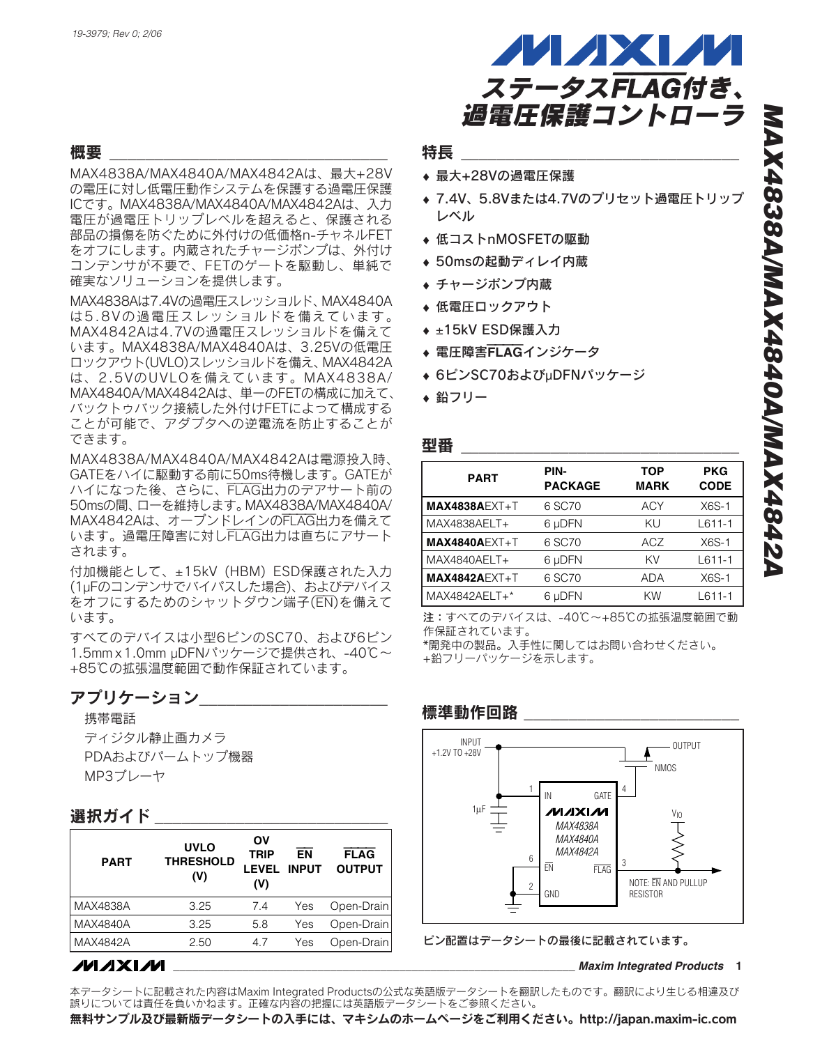# ステータスFLAG付き、過電圧保護コントローラ

## MAX4838A/MAX4840A/MAX4842A

## 概要

MAX4838A/MAX4840A/MAX4842Aは、最大+28Vの電圧に対し低電圧動作システムを保護する過電圧保護ICです。MAX4838A/MAX4840A/MAX4842Aは、入力電圧が過電圧トリップレベルを超えると、保護される部品の損傷を防ぐために外付けの低価格n-チャネルFETをオフにします。内蔵されたチャージポンプは、外付けコンデンサが不要で、FETのゲートを駆動し、単純で確実なソリューションを提供します。

MAX4838Aは7.4Vの過電圧スレッショルド、MAX4840Aは5.8Vの過電圧スレッショルドを備えています。MAX4842Aは4.7Vの過電圧スレッショルドを備えています。MAX4838A/MAX4840Aは、3.25Vの低電圧ロックアウト(UVLO)スレッショルドを備え、MAX4842Aは、2.5VのUVLOを備えています。MAX4838A/MAX4840A/MAX4842Aは、単一のFETの構成に加えて、バックトゥバック接続した外付けFETによって構成することが可能で、アダプタへの逆電流を防止することができます。

MAX4838A/MAX4840A/MAX4842Aは電源投入時、GATEをハイに駆動する前に50ms待機します。GATEがハイになった後、さらに、FLAG出力のデアサート前の50msの間、ローを維持します。MAX4838A/MAX4840A/MAX4842Aは、オープンドレインのFLAG出力を備えています。過電圧障害に対しFLAG出力は直ちにアサートされます。

付加機能として、±15kV (HBM) ESD保護された入力(1µFのコンデンサでバイパスした場合)、およびデバイスをオフにするためのシャットダウン端子(EN)を備えています。

すべてのデバイスは小型6ピンのSC70、および6ピン1.5mm x 1.0mm µDFNパッケージで提供され、-40℃～+85℃の拡張温度範囲で動作保証されています。

## アプリケーション

携帯電話

ディジタル静止画カメラ

PDAおよびパームトップ機器

MP3プレーヤ

## 選択ガイド

| PART | UVLO THRESHOLD (V) | OV TRIP LEVEL (V) | EN INPUT | FLAG OUTPUT |
|---|---|---|---|---|
| MAX4838A | 3.25 | 7.4 | Yes | Open-Drain |
| MAX4840A | 3.25 | 5.8 | Yes | Open-Drain |
| MAX4842A | 2.50 | 4.7 | Yes | Open-Drain |

## 特長

- 最大+28Vの過電圧保護
- 7.4V、5.8Vまたは4.7Vのプリセット過電圧トリップレベル
- 低コストnMOSFETの駆動
- 50msの起動ディレイ内蔵
- チャージポンプ内蔵
- 低電圧ロックアウト
- ±15kV ESD保護入力
- 電圧障害**FLAG**インジケータ
- 6ピンSC70およびµDFNパッケージ
- 鉛フリー

## 型番

| PART | PIN-PACKAGE | TOP MARK | PKG CODE |
|---|---|---|---|
| **MAX4838A**EXT+T | 6 SC70 | ACY | X6S-1 |
| MAX4838AELT+ | 6 µDFN | KU | L611-1 |
| **MAX4840A**EXT+T | 6 SC70 | ACZ | X6S-1 |
| MAX4840AELT+ | 6 µDFN | KV | L611-1 |
| **MAX4842A**EXT+T | 6 SC70 | ADA | X6S-1 |
| MAX4842AELT+* | 6 µDFN | KW | L611-1 |

**注：**すべてのデバイスは、-40℃～+85℃の拡張温度範囲で動作保証されています。

*開発中の製品。入手性に関してはお問い合わせください。

+鉛フリーパッケージを示します。

## 標準動作回路

INPUT +1.2V TO +28V; OUTPUT; NMOS; 1µF; 1 IN; 4 GATE; MAX4838A MAX4840A MAX4842A; 6 EN; 3 FLAG; 2 GND; $V_{IO}$; NOTE: EN AND PULLUP RESISTOR

ピン配置はデータシートの最後に記載されています。

本データシートに記載された内容はMaxim Integrated Productsの公式な英語版データシートを翻訳したものです。翻訳により生じる相違及び誤りについては責任を負いかねます。正確な内容の把握には英語版データシートをご参照ください。

**無料サンプル及び最新版データシートの入手には、マキシムのホームページをご利用ください。http://japan.maxim-ic.com**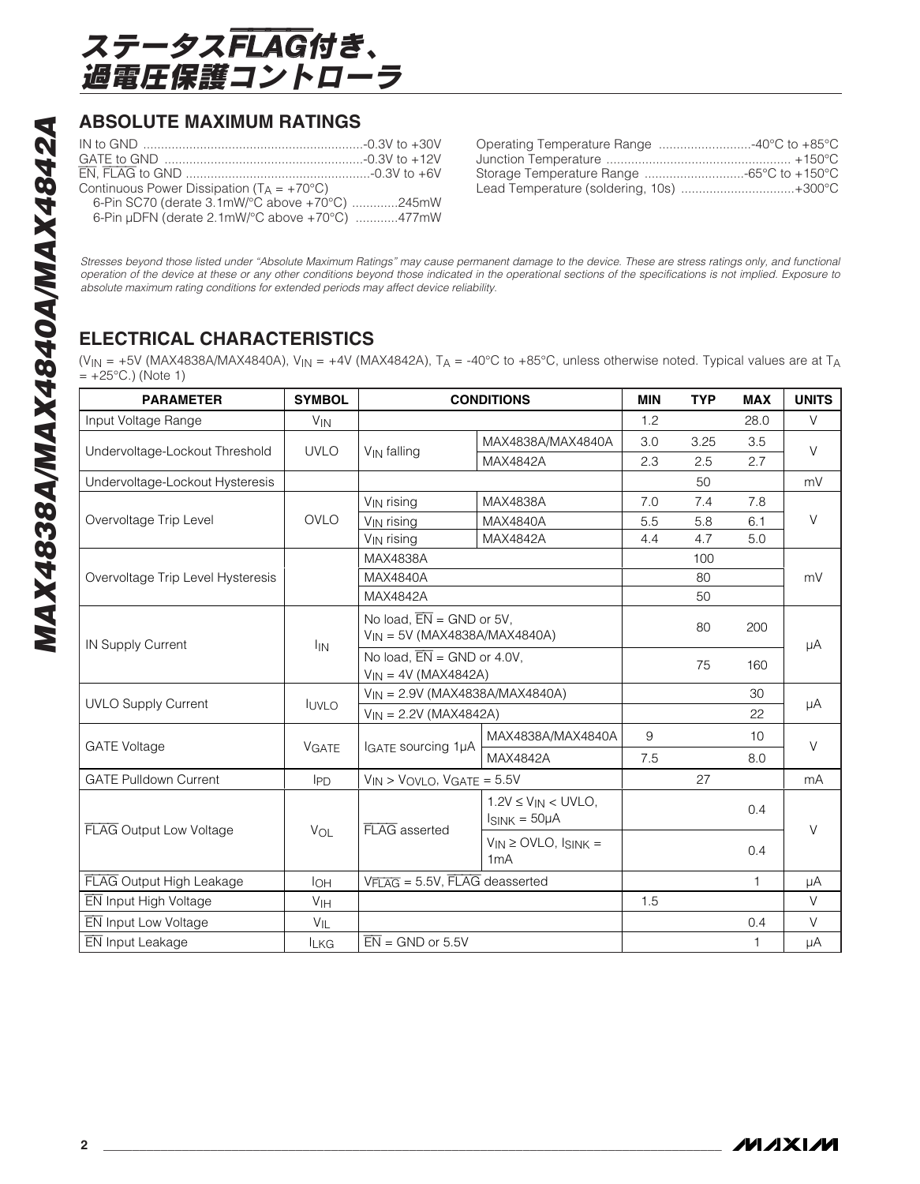## ABSOLUTE MAXIMUM RATINGS

IN to GND ............................................................-0.3V to +30V
GATE to GND .......................................................-0.3V to +12V
$\overline{EN}$, $\overline{FLAG}$ to GND ...................................................-0.3V to +6V
Continuous Power Dissipation ($T_A$ = +70°C)
  6-Pin SC70 (derate 3.1mW/°C above +70°C) .............245mW
  6-Pin µDFN (derate 2.1mW/°C above +70°C) ............477mW

Operating Temperature Range ..........................-40°C to +85°C
Junction Temperature ................................................... +150°C
Storage Temperature Range ............................-65°C to +150°C
Lead Temperature (soldering, 10s) ................................+300°C

*Stresses beyond those listed under "Absolute Maximum Ratings" may cause permanent damage to the device. These are stress ratings only, and functional operation of the device at these or any other conditions beyond those indicated in the operational sections of the specifications is not implied. Exposure to absolute maximum rating conditions for extended periods may affect device reliability.*

## ELECTRICAL CHARACTERISTICS

($V_{IN}$ = +5V (MAX4838A/MAX4840A), $V_{IN}$ = +4V (MAX4842A), $T_A$ = -40°C to +85°C, unless otherwise noted. Typical values are at $T_A$ = +25°C.) (Note 1)

| PARAMETER | SYMBOL | CONDITIONS | | MIN | TYP | MAX | UNITS |
|---|---|---|---|---|---|---|---|
| Input Voltage Range | $V_{IN}$ | | | 1.2 | | 28.0 | V |
| Undervoltage-Lockout Threshold | UVLO | $V_{IN}$ falling | MAX4838A/MAX4840A | 3.0 | 3.25 | 3.5 | V |
| | | | MAX4842A | 2.3 | 2.5 | 2.7 | |
| Undervoltage-Lockout Hysteresis | | | | | 50 | | mV |
| Overvoltage Trip Level | OVLO | $V_{IN}$ rising | MAX4838A | 7.0 | 7.4 | 7.8 | V |
| | | $V_{IN}$ rising | MAX4840A | 5.5 | 5.8 | 6.1 | |
| | | $V_{IN}$ rising | MAX4842A | 4.4 | 4.7 | 5.0 | |
| Overvoltage Trip Level Hysteresis | | MAX4838A | | | 100 | | mV |
| | | MAX4840A | | | 80 | | |
| | | MAX4842A | | | 50 | | |
| IN Supply Current | $I_{IN}$ | No load, $\overline{EN}$ = GND or 5V, $V_{IN}$ = 5V (MAX4838A/MAX4840A) | | | 80 | 200 | µA |
| | | No load, $\overline{EN}$ = GND or 4.0V, $V_{IN}$ = 4V (MAX4842A) | | | 75 | 160 | |
| UVLO Supply Current | $I_{UVLO}$ | $V_{IN}$ = 2.9V (MAX4838A/MAX4840A) | | | | 30 | µA |
| | | $V_{IN}$ = 2.2V (MAX4842A) | | | | 22 | |
| GATE Voltage | $V_{GATE}$ | $I_{GATE}$ sourcing 1µA | MAX4838A/MAX4840A | 9 | | 10 | V |
| | | | MAX4842A | 7.5 | | 8.0 | |
| GATE Pulldown Current | $I_{PD}$ | $V_{IN} > V_{OVLO}$, $V_{GATE}$ = 5.5V | | | 27 | | mA |
| $\overline{FLAG}$ Output Low Voltage | $V_{OL}$ | $\overline{FLAG}$ asserted | 1.2V ≤ $V_{IN}$ < UVLO, $I_{SINK}$ = 50µA | | | 0.4 | V |
| | | | $V_{IN}$ ≥ OVLO, $I_{SINK}$ = 1mA | | | 0.4 | |
| $\overline{FLAG}$ Output High Leakage | $I_{OH}$ | $V_{\overline{FLAG}}$ = 5.5V, $\overline{FLAG}$ deasserted | | | | 1 | µA |
| $\overline{EN}$ Input High Voltage | $V_{IH}$ | | | 1.5 | | | V |
| $\overline{EN}$ Input Low Voltage | $V_{IL}$ | | | | | 0.4 | V |
| $\overline{EN}$ Input Leakage | $I_{LKG}$ | $\overline{EN}$ = GND or 5.5V | | | | 1 | µA |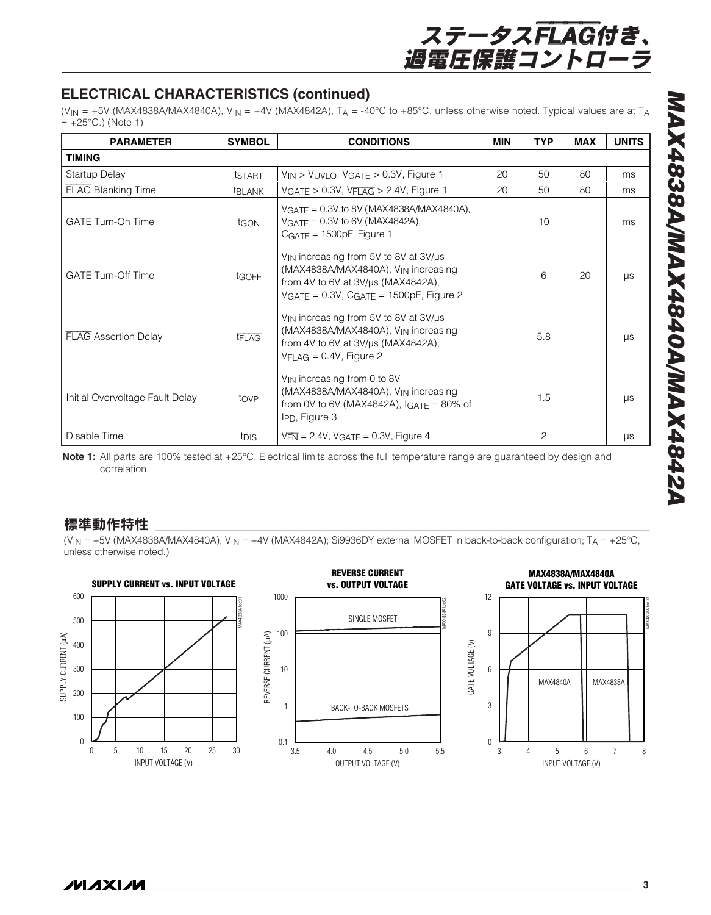## ELECTRICAL CHARACTERISTICS (continued)

($V_{IN}$ = +5V (MAX4838A/MAX4840A), $V_{IN}$ = +4V (MAX4842A), $T_A$ = -40°C to +85°C, unless otherwise noted. Typical values are at $T_A$ = +25°C.) (Note 1)

| PARAMETER | SYMBOL | CONDITIONS | MIN | TYP | MAX | UNITS |
|---|---|---|---|---|---|---|
| **TIMING** | | | | | | |
| Startup Delay | $t_{START}$ | $V_{IN} > V_{UVLO}$, $V_{GATE}$ > 0.3V, Figure 1 | 20 | 50 | 80 | ms |
| $\overline{FLAG}$ Blanking Time | $t_{BLANK}$ | $V_{GATE}$ > 0.3V, $V_{\overline{FLAG}}$ > 2.4V, Figure 1 | 20 | 50 | 80 | ms |
| GATE Turn-On Time | $t_{GON}$ | $V_{GATE}$ = 0.3V to 8V (MAX4838A/MAX4840A), $V_{GATE}$ = 0.3V to 6V (MAX4842A), $C_{GATE}$ = 1500pF, Figure 1 | | 10 | | ms |
| GATE Turn-Off Time | $t_{GOFF}$ | $V_{IN}$ increasing from 5V to 8V at 3V/µs (MAX4838A/MAX4840A), $V_{IN}$ increasing from 4V to 6V at 3V/µs (MAX4842A), $V_{GATE}$ = 0.3V, $C_{GATE}$ = 1500pF, Figure 2 | | 6 | 20 | µs |
| $\overline{FLAG}$ Assertion Delay | $t_{\overline{FLAG}}$ | $V_{IN}$ increasing from 5V to 8V at 3V/µs (MAX4838A/MAX4840A), $V_{IN}$ increasing from 4V to 6V at 3V/µs (MAX4842A), $V_{FLAG}$ = 0.4V, Figure 2 | | 5.8 | | µs |
| Initial Overvoltage Fault Delay | $t_{OVP}$ | $V_{IN}$ increasing from 0 to 8V (MAX4838A/MAX4840A), $V_{IN}$ increasing from 0V to 6V (MAX4842A), $I_{GATE}$ = 80% of $I_{PD}$, Figure 3 | | 1.5 | | µs |
| Disable Time | $t_{DIS}$ | $V_{\overline{EN}}$ = 2.4V, $V_{GATE}$ = 0.3V, Figure 4 | | 2 | | µs |

**Note 1:** All parts are 100% tested at +25°C. Electrical limits across the full temperature range are guaranteed by design and correlation.

## 標準動作特性

($V_{IN}$ = +5V (MAX4838A/MAX4840A), $V_{IN}$ = +4V (MAX4842A); Si9936DY external MOSFET in back-to-back configuration; $T_A$ = +25°C, unless otherwise noted.)

**SUPPLY CURRENT vs. INPUT VOLTAGE**

**REVERSE CURRENT vs. OUTPUT VOLTAGE**

**MAX4838A/MAX4840A GATE VOLTAGE vs. INPUT VOLTAGE**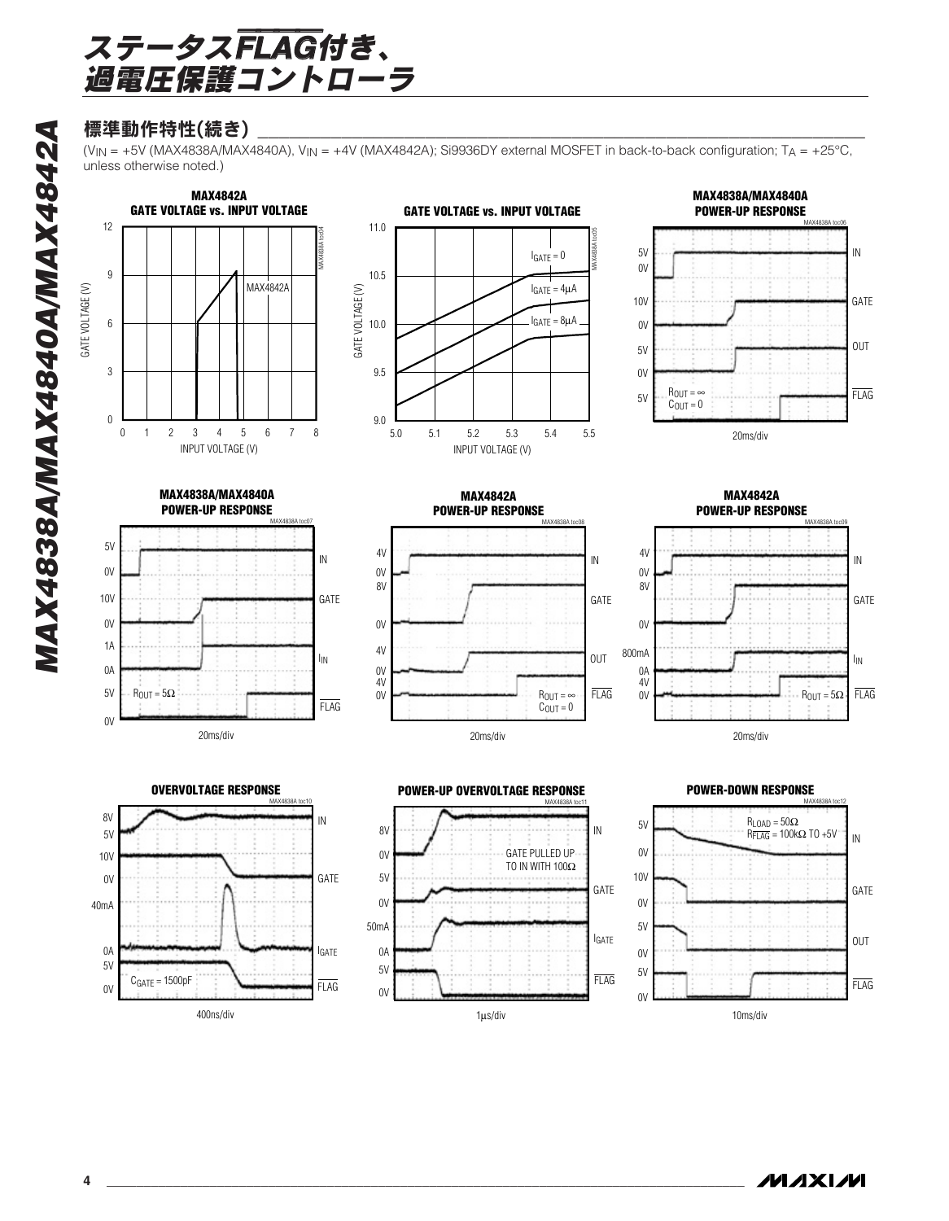## 標準動作特性(続き)

($V_{IN}$ = +5V (MAX4838A/MAX4840A), $V_{IN}$ = +4V (MAX4842A); Si9936DY external MOSFET in back-to-back configuration; $T_A$ = +25°C, unless otherwise noted.)

**MAX4842A GATE VOLTAGE vs. INPUT VOLTAGE**

**GATE VOLTAGE vs. INPUT VOLTAGE**

**MAX4838A/MAX4840A POWER-UP RESPONSE** ($R_{OUT} = \infty$, $C_{OUT} = 0$; 20ms/div)

**MAX4838A/MAX4840A POWER-UP RESPONSE** ($R_{OUT} = 5\Omega$; 20ms/div)

**MAX4842A POWER-UP RESPONSE** ($R_{OUT} = \infty$, $C_{OUT} = 0$; 20ms/div)

**MAX4842A POWER-UP RESPONSE** ($R_{OUT} = 5\Omega$; 20ms/div)

**OVERVOLTAGE RESPONSE** ($C_{GATE}$ = 1500pF; 400ns/div)

**POWER-UP OVERVOLTAGE RESPONSE** (GATE PULLED UP TO IN WITH 100Ω; 1µs/div)

**POWER-DOWN RESPONSE** ($R_{LOAD} = 50\Omega$, $R_{\overline{FLAG}}$ = 100kΩ TO +5V; 10ms/div)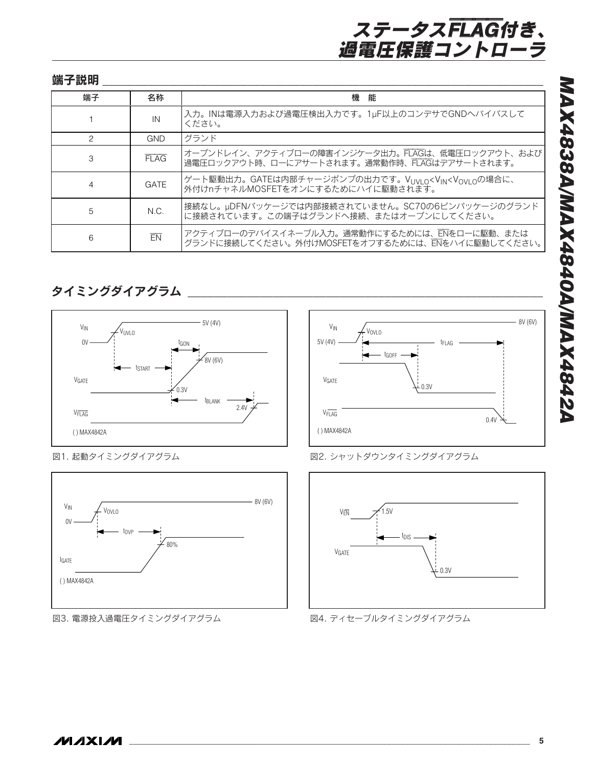## 端子説明

| 端子 | 名称 | 機　能 |
|---|---|---|
| 1 | IN | 入力。INは電源入力および過電圧検出入力です。1µF以上のコンデサでGNDへバイパスしてください。 |
| 2 | GND | グランド |
| 3 | $\overline{FLAG}$ | オープンドレイン、アクティブローの障害インジケータ出力。$\overline{FLAG}$は、低電圧ロックアウト、および過電圧ロックアウト時、ローにアサートされます。通常動作時、$\overline{FLAG}$はデアサートされます。 |
| 4 | GATE | ゲート駆動出力。GATEは内部チャージポンプの出力です。$V_{UVLO}<V_{IN}<V_{OVLO}$の場合に、外付けnチャネルMOSFETをオンにするためにハイに駆動されます。 |
| 5 | N.C. | 接続なし。µDFNパッケージでは内部接続されていません。SC70の6ピンパッケージのグランドに接続されています。この端子はグランドへ接続、またはオープンにしてください。 |
| 6 | $\overline{EN}$ | アクティブローのデバイスイネーブル入力。通常動作にするためには、$\overline{EN}$をローに駆動、またはグランドに接続してください。外付けMOSFETをオフするためには、$\overline{EN}$をハイに駆動してください。 |

## タイミングダイアグラム

図1. 起動タイミングダイアグラム

図2. シャットダウンタイミングダイアグラム

図3. 電源投入過電圧タイミングダイアグラム

図4. ディセーブルタイミングダイアグラム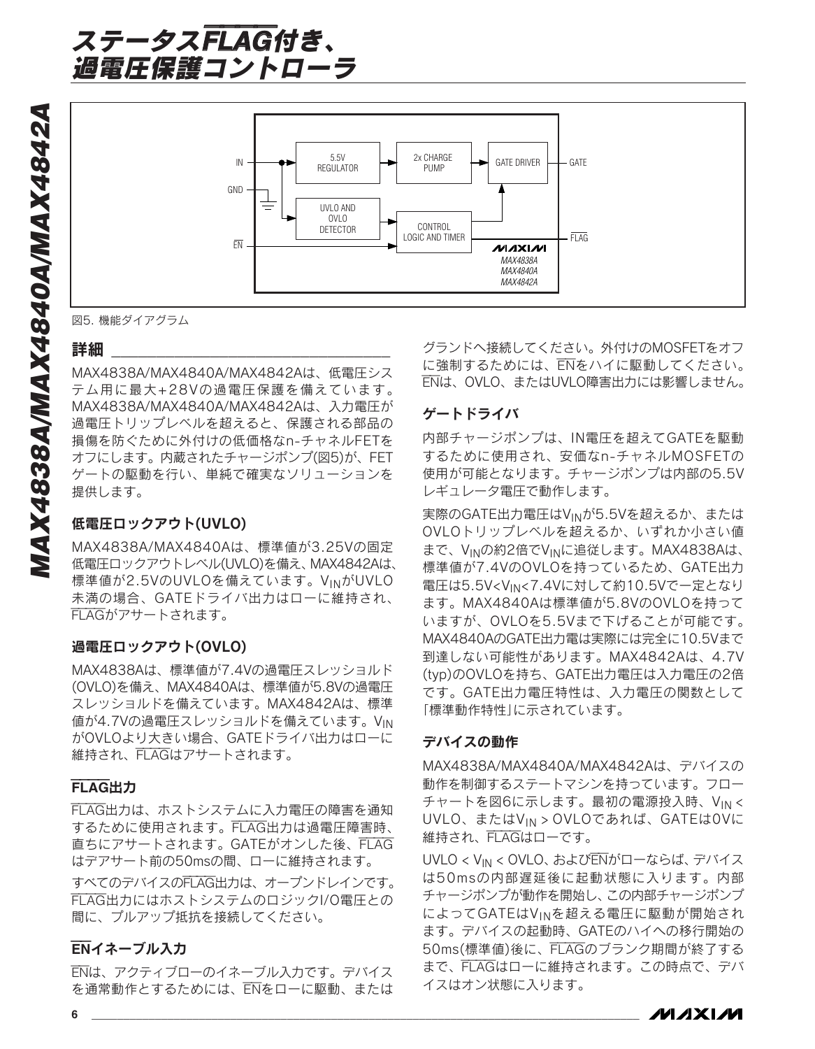図5. 機能ダイアグラム

## 詳細

MAX4838A/MAX4840A/MAX4842Aは、低電圧システム用に最大+28Vの過電圧保護を備えています。MAX4838A/MAX4840A/MAX4842Aは、入力電圧が過電圧トリップレベルを超えると、保護される部品の損傷を防ぐために外付けの低価格なn-チャネルFETをオフにします。内蔵されたチャージポンプ(図5)が、FETゲートの駆動を行い、単純で確実なソリューションを提供します。

### 低電圧ロックアウト(UVLO)

MAX4838A/MAX4840Aは、標準値が3.25Vの固定低電圧ロックアウトレベル(UVLO)を備え、MAX4842Aは、標準値が2.5VのUVLOを備えています。$V_{IN}$がUVLO未満の場合、GATEドライバ出力はローに維持され、$\overline{FLAG}$がアサートされます。

### 過電圧ロックアウト(OVLO)

MAX4838Aは、標準値が7.4Vの過電圧スレッショルド(OVLO)を備え、MAX4840Aは、標準値が5.8Vの過電圧スレッショルドを備えています。MAX4842Aは、標準値が4.7Vの過電圧スレッショルドを備えています。$V_{IN}$がOVLOより大きい場合、GATEドライバ出力はローに維持され、$\overline{FLAG}$はアサートされます。

### $\overline{FLAG}$出力

$\overline{FLAG}$出力は、ホストシステムに入力電圧の障害を通知するために使用されます。$\overline{FLAG}$出力は過電圧障害時、直ちにアサートされます。GATEがオンした後、$\overline{FLAG}$はデアサート前の50msの間、ローに維持されます。

すべてのデバイスの$\overline{FLAG}$出力は、オープンドレインです。$\overline{FLAG}$出力にはホストシステムのロジックI/O電圧との間に、プルアップ抵抗を接続してください。

### $\overline{EN}$イネーブル入力

$\overline{EN}$は、アクティブローのイネーブル入力です。デバイスを通常動作とするためには、$\overline{EN}$をローに駆動、またはグランドへ接続してください。外付けのMOSFETをオフに強制するためには、$\overline{EN}$をハイに駆動してください。$\overline{EN}$は、OVLO、またはUVLO障害出力には影響しません。

### ゲートドライバ

内部チャージポンプは、IN電圧を超えてGATEを駆動するために使用され、安価なn-チャネルMOSFETの使用が可能となります。チャージポンプは内部の5.5Vレギュレータ電圧で動作します。

実際のGATE出力電圧は$V_{IN}$が5.5Vを超えるか、またはOVLOトリップレベルを超えるか、いずれか小さい値まで、$V_{IN}$の約2倍で$V_{IN}$に追従します。MAX4838Aは、標準値が7.4VのOVLOを持っているため、GATE出力電圧は5.5V<$V_{IN}$<7.4Vに対して約10.5Vで一定となります。MAX4840Aは標準値が5.8VのOVLOを持っていますが、OVLOを5.5Vまで下げることが可能です。MAX4840AのGATE出力電は実際には完全に10.5Vまで到達しない可能性があります。MAX4842Aは、4.7V (typ)のOVLOを持ち、GATE出力電圧は入力電圧の2倍です。GATE出力電圧特性は、入力電圧の関数として「標準動作特性」に示されています。

### デバイスの動作

MAX4838A/MAX4840A/MAX4842Aは、デバイスの動作を制御するステートマシンを持っています。フローチャートを図6に示します。最初の電源投入時、$V_{IN}$ < UVLO、または$V_{IN}$ > OVLOであれば、GATEは0Vに維持され、$\overline{FLAG}$はローです。

UVLO < $V_{IN}$ < OVLO、および$\overline{EN}$がローならば、デバイスは50msの内部遅延後に起動状態に入ります。内部チャージポンプが動作を開始し、この内部チャージポンプによってGATEは$V_{IN}$を超える電圧に駆動が開始されます。デバイスの起動時、GATEのハイへの移行開始の50ms(標準値)後に、$\overline{FLAG}$のブランク期間が終了するまで、$\overline{FLAG}$はローに維持されます。この時点で、デバイスはオン状態に入ります。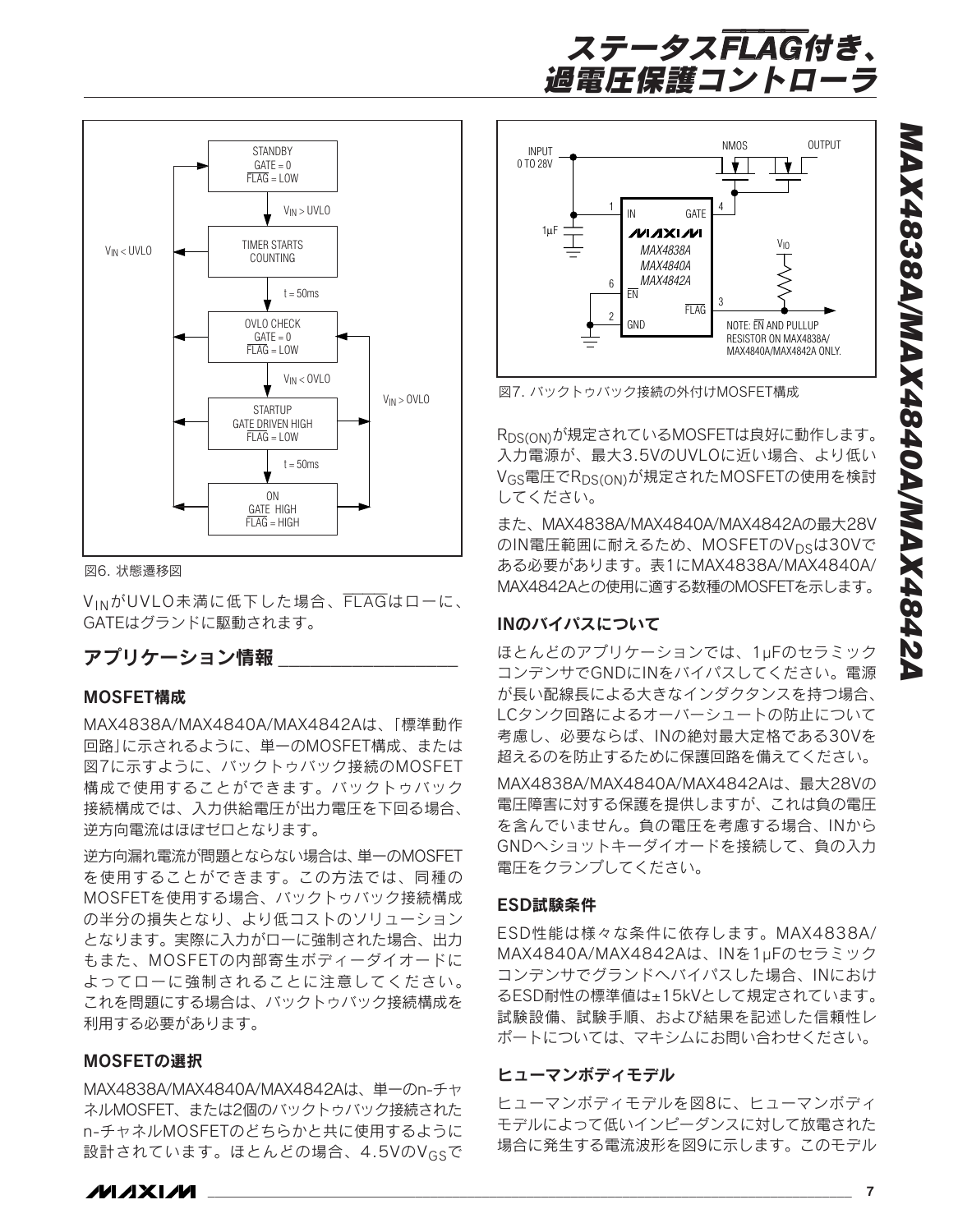図6. 状態遷移図

$V_{IN}$がUVLO未満に低下した場合、$\overline{FLAG}$はローに、GATEはグランドに駆動されます。

## アプリケーション情報

### MOSFET構成

MAX4838A/MAX4840A/MAX4842Aは、「標準動作回路」に示されるように、単一のMOSFET構成、または図7に示すように、バックトゥバック接続のMOSFET構成で使用することができます。バックトゥバック接続構成では、入力供給電圧が出力電圧を下回る場合、逆方向電流はほぼゼロとなります。

逆方向漏れ電流が問題とならない場合は、単一のMOSFETを使用することができます。この方法では、同種のMOSFETを使用する場合、バックトゥバック接続構成の半分の損失となり、より低コストのソリューションとなります。実際に入力がローに強制された場合、出力もまた、MOSFETの内部寄生ボディーダイオードによってローに強制されることに注意してください。これを問題にする場合は、バックトゥバック接続構成を利用する必要があります。

### MOSFETの選択

MAX4838A/MAX4840A/MAX4842Aは、単一のn-チャネルMOSFET、または2個のバックトゥバック接続されたn-チャネルMOSFETのどちらかと共に使用するように設計されています。ほとんどの場合、4.5Vの$V_{GS}$で

図7. バックトゥバック接続の外付けMOSFET構成

$R_{DS(ON)}$が規定されているMOSFETは良好に動作します。入力電源が、最大3.5VのUVLOに近い場合、より低い$V_{GS}$電圧で$R_{DS(ON)}$が規定されたMOSFETの使用を検討してください。

また、MAX4838A/MAX4840A/MAX4842Aの最大28VのIN電圧範囲に耐えるため、MOSFETの$V_{DS}$は30Vである必要があります。表1にMAX4838A/MAX4840A/MAX4842Aとの使用に適する数種のMOSFETを示します。

### INのバイパスについて

ほとんどのアプリケーションでは、1µFのセラミックコンデンサでGNDにINをバイパスしてください。電源が長い配線長による大きなインダクタンスを持つ場合、LCタンク回路によるオーバーシュートの防止について考慮し、必要ならば、INの絶対最大定格である30Vを超えるのを防止するために保護回路を備えてください。

MAX4838A/MAX4840A/MAX4842Aは、最大28Vの電圧障害に対する保護を提供しますが、これは負の電圧を含んでいません。負の電圧を考慮する場合、INからGNDへショットキーダイオードを接続して、負の入力電圧をクランプしてください。

### ESD試験条件

ESD性能は様々な条件に依存します。MAX4838A/MAX4840A/MAX4842Aは、INを1µFのセラミックコンデンサでグランドへバイパスした場合、INにおけるESD耐性の標準値は±15kVとして規定されています。試験設備、試験手順、および結果を記述した信頼性レポートについては、マキシムにお問い合わせください。

### ヒューマンボディモデル

ヒューマンボディモデルを図8に、ヒューマンボディモデルによって低いインピーダンスに対して放電された場合に発生する電流波形を図9に示します。このモデル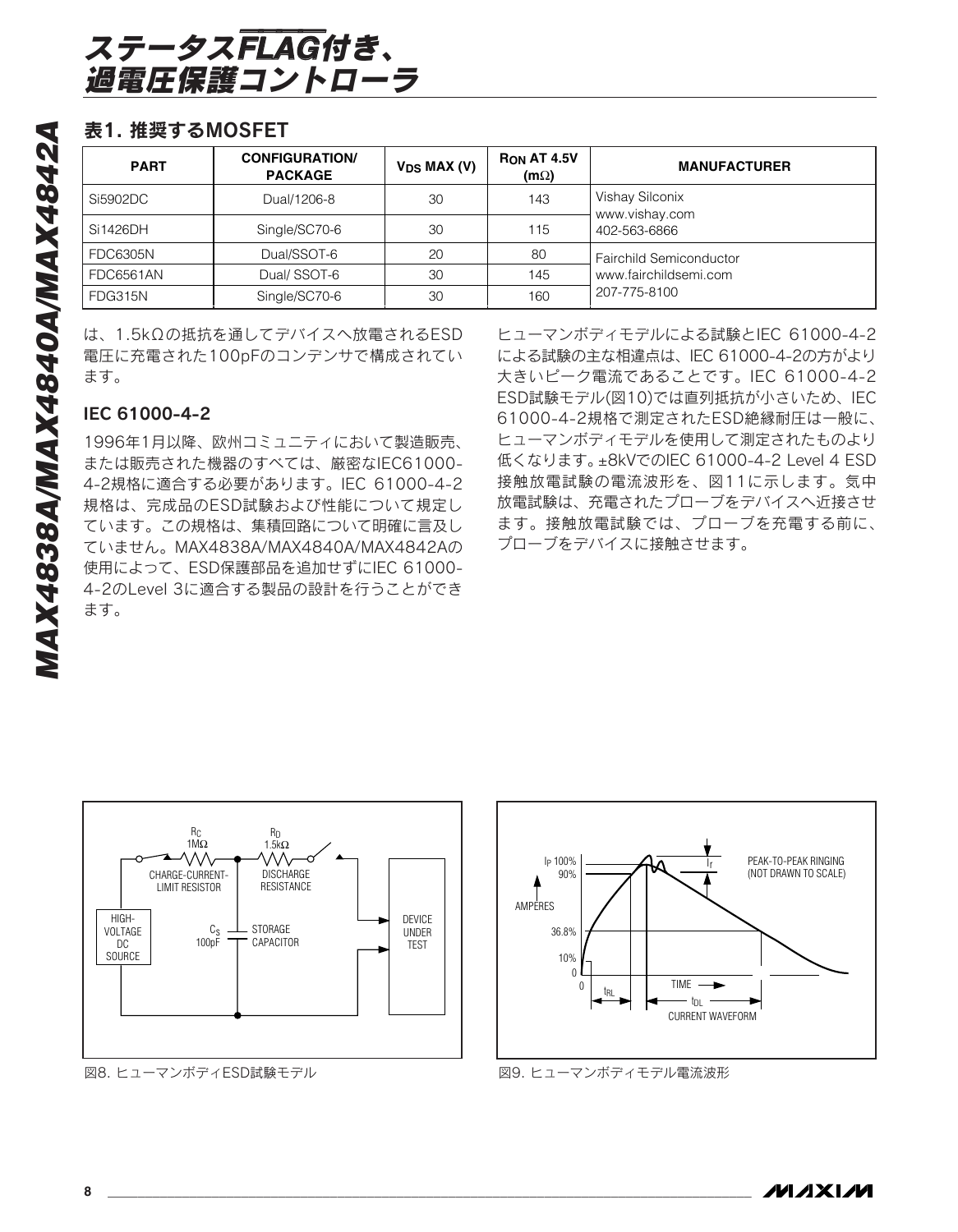## 表1. 推奨するMOSFET

| PART | CONFIGURATION/ PACKAGE | $V_{DS}$ MAX (V) | $R_{ON}$ AT 4.5V (mΩ) | MANUFACTURER |
|---|---|---|---|---|
| Si5902DC | Dual/1206-8 | 30 | 143 | Vishay Silconix www.vishay.com 402-563-6866 |
| Si1426DH | Single/SC70-6 | 30 | 115 | |
| FDC6305N | Dual/SSOT-6 | 20 | 80 | Fairchild Semiconductor www.fairchildsemi.com 207-775-8100 |
| FDC6561AN | Dual/ SSOT-6 | 30 | 145 | |
| FDG315N | Single/SC70-6 | 30 | 160 | |

は、1.5kΩの抵抗を通してデバイスへ放電されるESD電圧に充電された100pFのコンデンサで構成されています。

### IEC 61000-4-2

1996年1月以降、欧州コミュニティにおいて製造販売、または販売された機器のすべては、厳密なIEC61000-4-2規格に適合する必要があります。IEC 61000-4-2規格は、完成品のESD試験および性能について規定しています。この規格は、集積回路について明確に言及していません。MAX4838A/MAX4840A/MAX4842Aの使用によって、ESD保護部品を追加せずにIEC 61000-4-2のLevel 3に適合する製品の設計を行うことができます。

ヒューマンボディモデルによる試験とIEC 61000-4-2による試験の主な相違点は、IEC 61000-4-2の方がより大きいピーク電流であることです。IEC 61000-4-2 ESD試験モデル(図10)では直列抵抗が小さいため、IEC 61000-4-2規格で測定されたESD絶縁耐圧は一般に、ヒューマンボディモデルを使用して測定されたものより低くなります。±8kVでのIEC 61000-4-2 Level 4 ESD接触放電試験の電流波形を、図11に示します。気中放電試験は、充電されたプローブをデバイスへ近接させます。接触放電試験では、プローブを充電する前に、プローブをデバイスに接触させます。

図8. ヒューマンボディESD試験モデル

図9. ヒューマンボディモデル電流波形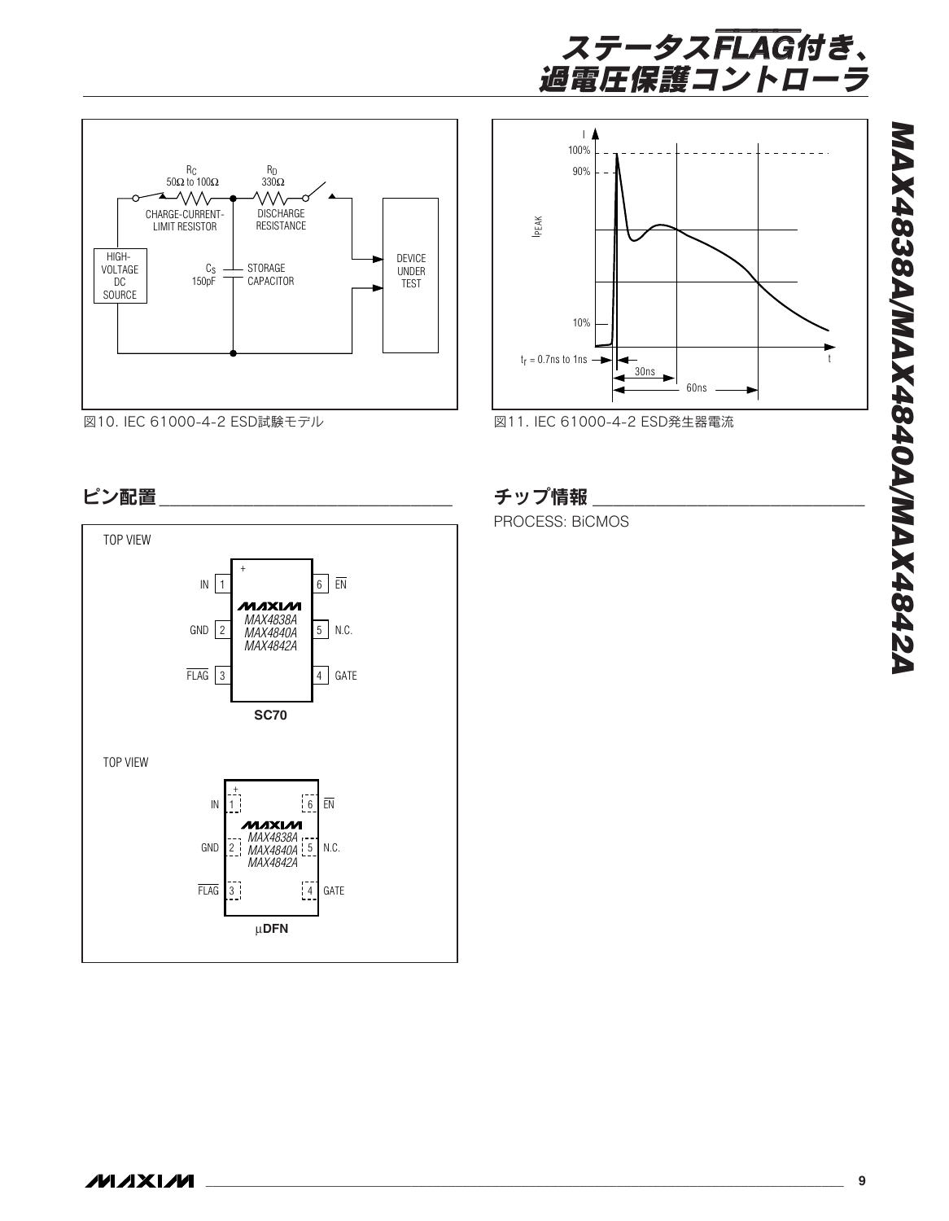図10. IEC 61000-4-2 ESD試験モデル

図11. IEC 61000-4-2 ESD発生器電流

## ピン配置

## チップ情報

PROCESS: BiCMOS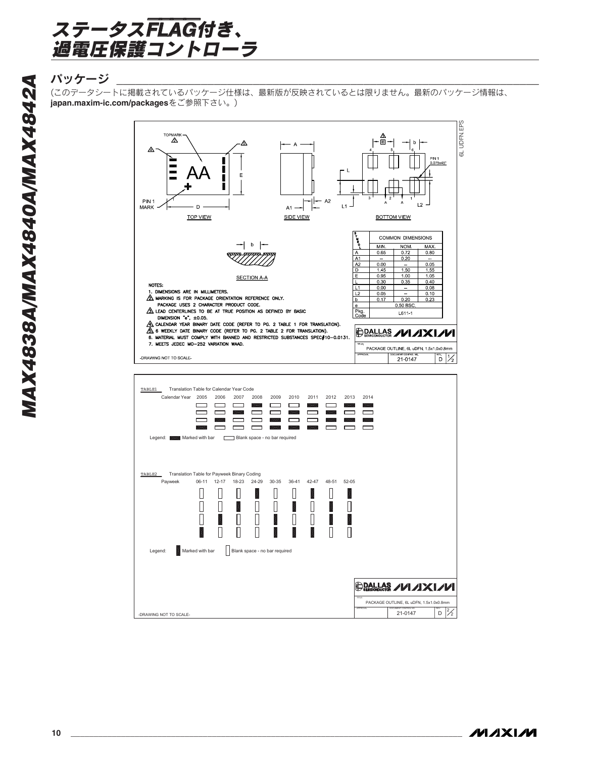## パッケージ

(このデータシートに掲載されているパッケージ仕様は、最新版が反映されているとは限りません。最新のパッケージ情報は、**japan.maxim-ic.com/packages**をご参照下さい。)

6L UDFN.EPS

TOPMARK

AA

PIN 1 MARK

TOP VIEW

SIDE VIEW

BOTTOM VIEW

PIN 1 0.075x45°

SECTION A-A

| SYMBOL | COMMON DIMENSIONS | | |
|---|---|---|---|
| | MIN. | NOM. | MAX. |
| A | 0.65 | 0.72 | 0.80 |
| A1 | – | 0.20 | -- |
| A2 | 0.00 | – | 0.05 |
| D | 1.45 | 1.50 | 1.55 |
| E | 0.95 | 1.00 | 1.05 |
| L | 0.30 | 0.35 | 0.40 |
| L1 | 0.00 | – | 0.08 |
| L2 | 0.05 | – | 0.10 |
| b | 0.17 | 0.20 | 0.23 |
| e | 0.50 BSC. | | |
| Pkg. Code | L611-1 | | |

NOTES:
1. DIMENSIONS ARE IN MILLIMETERS.
2. MARKING IS FOR PACKAGE ORIENTATION REFERENCE ONLY. PACKAGE USES 2 CHARACTER PRODUCT CODE.
3. LEAD CENTERLINES TO BE AT TRUE POSITION AS DEFINED BY BASIC DIMENSION "e", ±0.05.
4. CALENDAR YEAR BINARY DATE CODE (REFER TO PG. 2 TABLE 1 FOR TRANSLATION).
5. 6 WEEKLY DATE BINARY CODE (REFER TO PG. 2 TABLE 2 FOR TRANSLATION).
6. MATERIAL MUST COMPLY WITH BANNED AND RESTRICTED SUBSTANCES SPEC#10-0.0131.
7. MEETS JEDEC MO-252 VARIATION WAAD.

-DRAWING NOT TO SCALE-

DALLAS SEMICONDUCTOR MAXIM
TITLE: PACKAGE OUTLINE, 6L uDFN, 1.5x1.0x0.8mm
DOCUMENT CONTROL NO. 21-0147 REV. D 1/2

TABLE1 Translation Table for Calendar Year Code

Calendar Year 2005 2006 2007 2008 2009 2010 2011 2012 2013 2014

Legend: Marked with bar / Blank space - no bar required

TABLE2 Translation Table for Payweek Binary Coding

Payweek 06-11 12-17 18-23 24-29 30-35 36-41 42-47 48-51 52-05

Legend: Marked with bar / Blank space - no bar required

DALLAS SEMICONDUCTOR MAXIM
TITLE: PACKAGE OUTLINE, 6L uDFN, 1.5x1.0x0.8mm
DOCUMENT CONTROL NO. 21-0147 REV. D 2/2

-DRAWING NOT TO SCALE-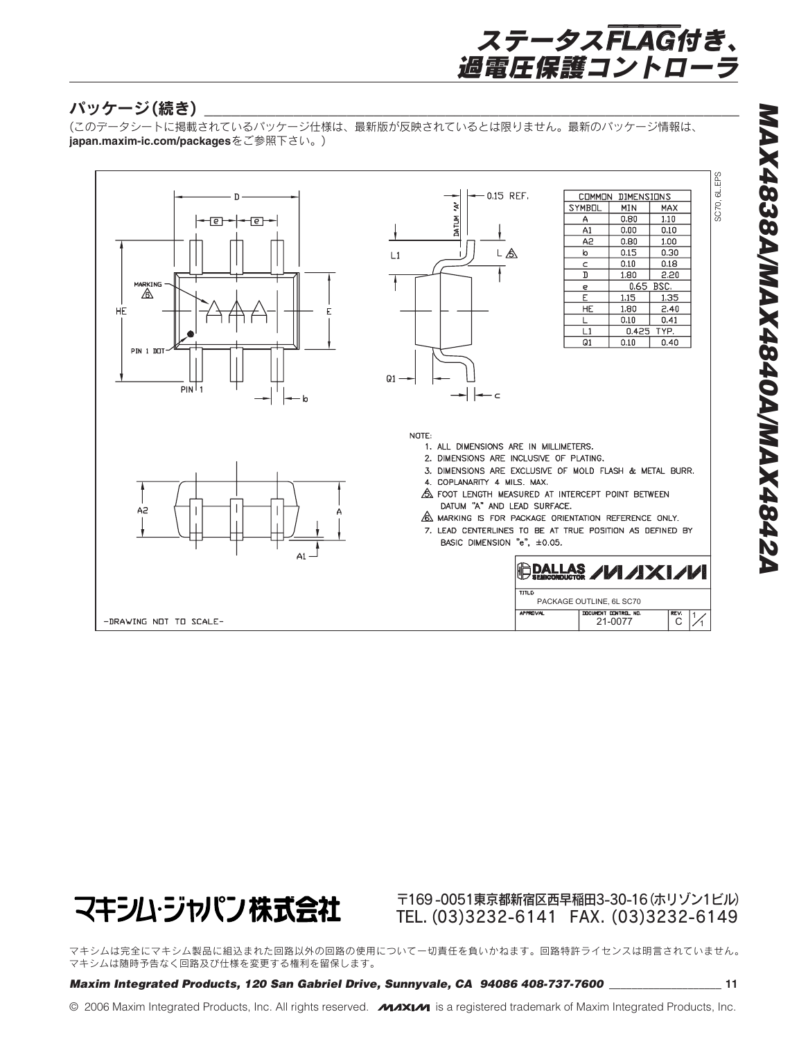## パッケージ(続き)

(このデータシートに掲載されているパッケージ仕様は、最新版が反映されているとは限りません。最新のパッケージ情報は、**japan.maxim-ic.com/packages**をご参照下さい。)

| COMMON DIMENSIONS | | |
|---|---|---|
| SYMBOL | MIN | MAX |
| A | 0.80 | 1.10 |
| A1 | 0.00 | 0.10 |
| A2 | 0.80 | 1.00 |
| b | 0.15 | 0.30 |
| c | 0.10 | 0.18 |
| D | 1.80 | 2.20 |
| e | 0.65 BSC. | |
| E | 1.15 | 1.35 |
| HE | 1.80 | 2.40 |
| L | 0.10 | 0.41 |
| L1 | 0.425 TYP. | |
| Q1 | 0.10 | 0.40 |

NOTE:
1. ALL DIMENSIONS ARE IN MILLIMETERS.
2. DIMENSIONS ARE INCLUSIVE OF PLATING.
3. DIMENSIONS ARE EXCLUSIVE OF MOLD FLASH & METAL BURR.
4. COPLANARITY 4 MILS. MAX.
5. FOOT LENGTH MEASURED AT INTERCEPT POINT BETWEEN DATUM "A" AND LEAD SURFACE.
6. MARKING IS FOR PACKAGE ORIENTATION REFERENCE ONLY.
7. LEAD CENTERLINES TO BE AT TRUE POSITION AS DEFINED BY BASIC DIMENSION "e", ±0.05.

-DRAWING NOT TO SCALE-

DALLAS SEMICONDUCTOR MAXIM

TITLE: PACKAGE OUTLINE, 6L SC70

APPROVAL | DOCUMENT CONTROL NO. 21-0077 | REV. C | 1/1

マキシム・ジャパン株式会社

〒169-0051東京都新宿区西早稲田3-30-16(ホリゾン1ビル)
TEL. (03)3232-6141 FAX. (03)3232-6149

マキシムは完全にマキシム製品に組込まれた回路以外の回路の使用について一切責任を負いかねます。回路特許ライセンスは明言されていません。マキシムは随時予告なく回路及び仕様を変更する権利を留保します。

*Maxim Integrated Products, 120 San Gabriel Drive, Sunnyvale, CA 94086 408-737-7600*

© 2006 Maxim Integrated Products, Inc. All rights reserved. MAXIM is a registered trademark of Maxim Integrated Products, Inc.